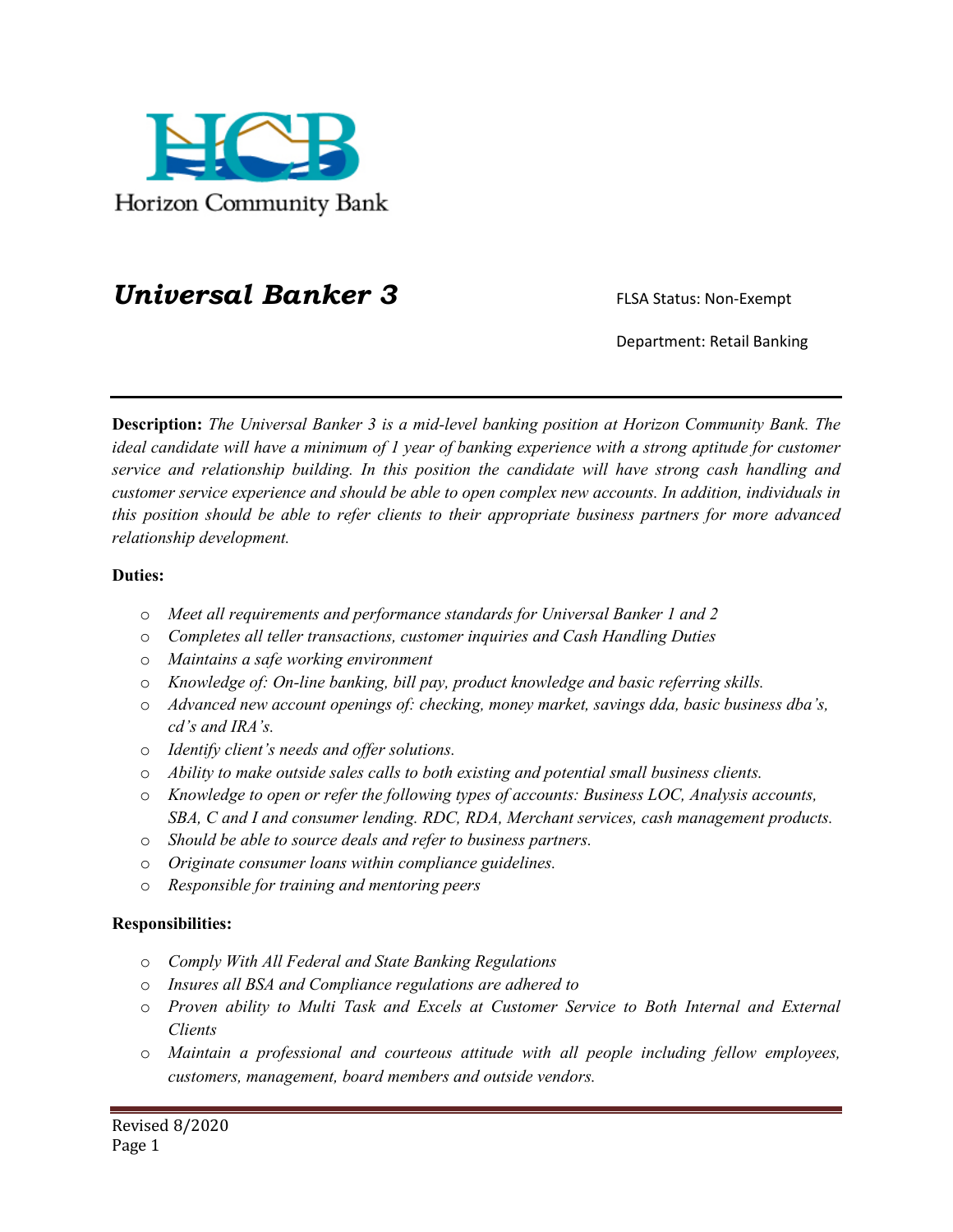Horizon Community Bank

# *Universal Banker 3*

FLSA Status: Non-Exempt

Department: Retail Banking

---

**Description:** *The Universal Banker 3 is a mid-level banking position at Horizon Community Bank. The ideal candidate will have a minimum of 1 year of banking experience with a strong aptitude for customer service and relationship building. In this position the candidate will have strong cash handling and customer service experience and should be able to open complex new accounts. In addition, individuals in this position should be able to refer clients to their appropriate business partners for more advanced relationship development.*

**Duties:**

- *Meet all requirements and performance standards for Universal Banker 1 and 2*
- *Completes all teller transactions, customer inquiries and Cash Handling Duties*
- *Maintains a safe working environment*
- *Knowledge of: On-line banking, bill pay, product knowledge and basic referring skills.*
- *Advanced new account openings of: checking, money market, savings dda, basic business dba's, cd's and IRA's.*
- *Identify client's needs and offer solutions.*
- *Ability to make outside sales calls to both existing and potential small business clients.*
- *Knowledge to open or refer the following types of accounts: Business LOC, Analysis accounts, SBA, C and I and consumer lending. RDC, RDA, Merchant services, cash management products.*
- *Should be able to source deals and refer to business partners.*
- *Originate consumer loans within compliance guidelines.*
- *Responsible for training and mentoring peers*

**Responsibilities:**

- *Comply With All Federal and State Banking Regulations*
- *Insures all BSA and Compliance regulations are adhered to*
- *Proven ability to Multi Task and Excels at Customer Service to Both Internal and External Clients*
- *Maintain a professional and courteous attitude with all people including fellow employees, customers, management, board members and outside vendors.*

Revised 8/2020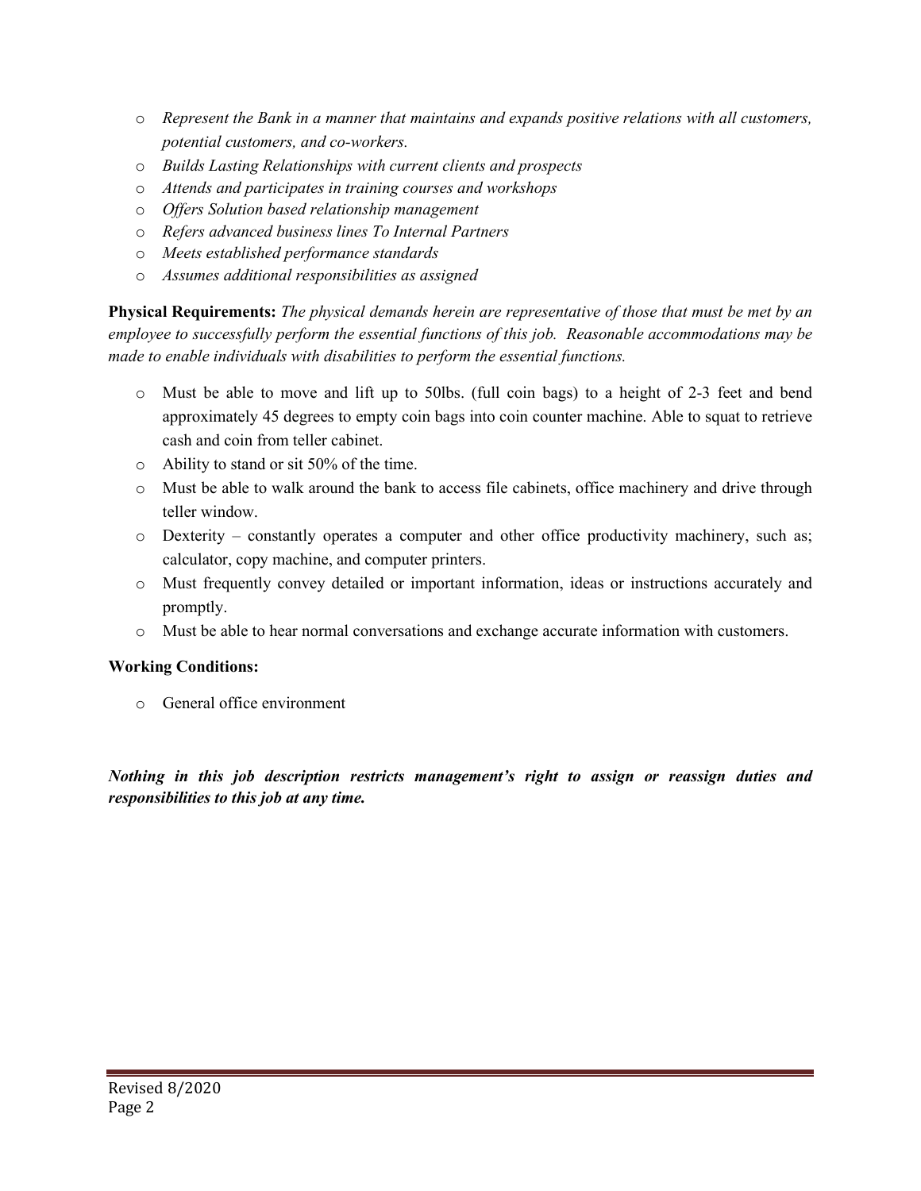- *Represent the Bank in a manner that maintains and expands positive relations with all customers, potential customers, and co-workers.*
- *Builds Lasting Relationships with current clients and prospects*
- *Attends and participates in training courses and workshops*
- *Offers Solution based relationship management*
- *Refers advanced business lines To Internal Partners*
- *Meets established performance standards*
- *Assumes additional responsibilities as assigned*

**Physical Requirements:** *The physical demands herein are representative of those that must be met by an employee to successfully perform the essential functions of this job. Reasonable accommodations may be made to enable individuals with disabilities to perform the essential functions.*

- Must be able to move and lift up to 50lbs. (full coin bags) to a height of 2-3 feet and bend approximately 45 degrees to empty coin bags into coin counter machine. Able to squat to retrieve cash and coin from teller cabinet.
- Ability to stand or sit 50% of the time.
- Must be able to walk around the bank to access file cabinets, office machinery and drive through teller window.
- Dexterity – constantly operates a computer and other office productivity machinery, such as; calculator, copy machine, and computer printers.
- Must frequently convey detailed or important information, ideas or instructions accurately and promptly.
- Must be able to hear normal conversations and exchange accurate information with customers.

**Working Conditions:**

- General office environment

***Nothing in this job description restricts management's right to assign or reassign duties and responsibilities to this job at any time.***

Revised 8/2020